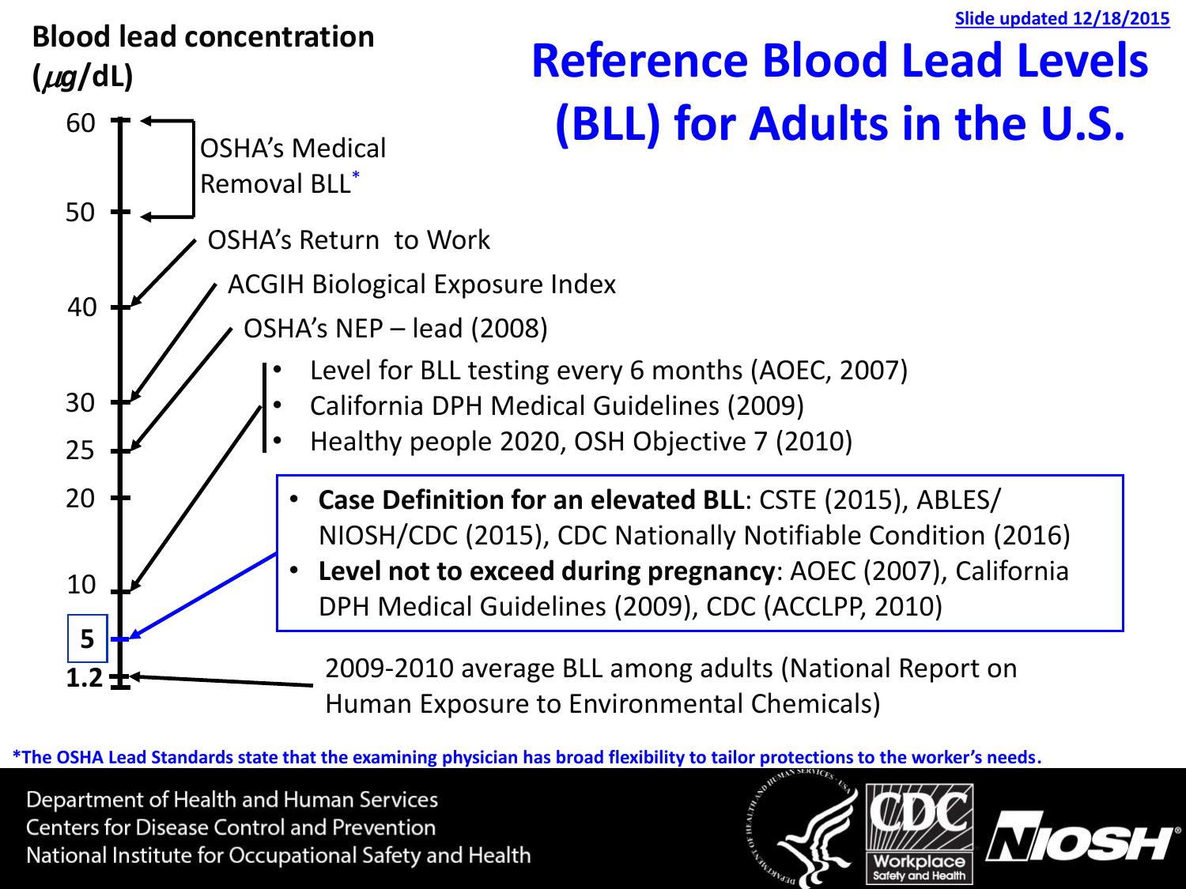Slide updated 12/18/2015

# Reference Blood Lead Levels (BLL) for Adults in the U.S.

**Blood lead concentration ($\mu g$/dL)**

- **60 – 50**: OSHA's Medical Removal BLL*
- **40**: OSHA's Return to Work
- **30**: ACGIH Biological Exposure Index
- **25**: OSHA's NEP – lead (2008)
- **10**:
  - Level for BLL testing every 6 months (AOEC, 2007)
  - California DPH Medical Guidelines (2009)
  - Healthy people 2020, OSH Objective 7 (2010)
- **5**:
  - **Case Definition for an elevated BLL**: CSTE (2015), ABLES/ NIOSH/CDC (2015), CDC Nationally Notifiable Condition (2016)
  - **Level not to exceed during pregnancy**: AOEC (2007), California DPH Medical Guidelines (2009), CDC (ACCLPP, 2010)
- **1.2**: 2009-2010 average BLL among adults (National Report on Human Exposure to Environmental Chemicals)

*The OSHA Lead Standards state that the examining physician has broad flexibility to tailor protections to the worker's needs.

Department of Health and Human Services
Centers for Disease Control and Prevention
National Institute for Occupational Safety and Health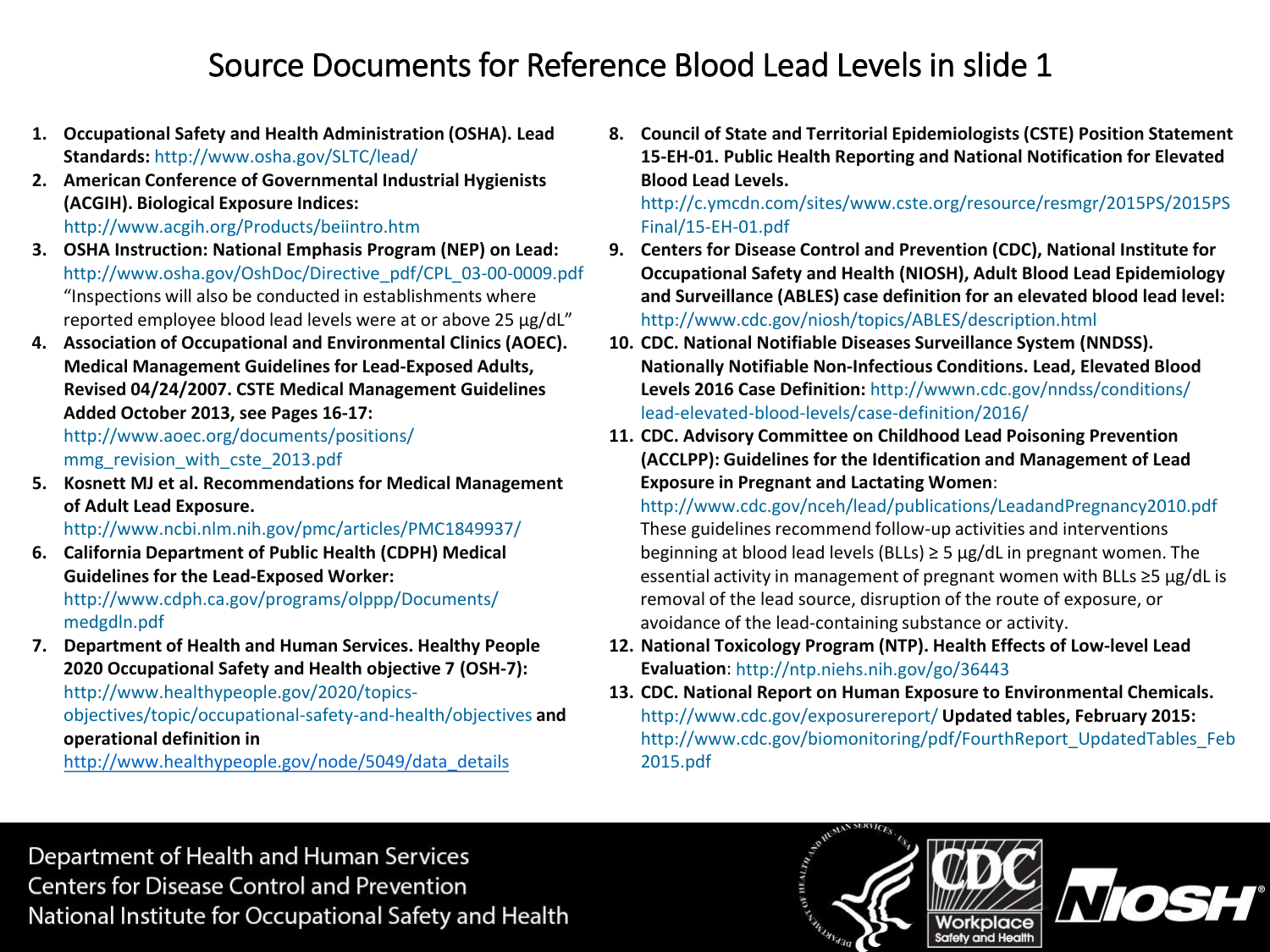# Source Documents for Reference Blood Lead Levels in slide 1

1. **Occupational Safety and Health Administration (OSHA). Lead Standards:** http://www.osha.gov/SLTC/lead/
2. **American Conference of Governmental Industrial Hygienists (ACGIH). Biological Exposure Indices:** http://www.acgih.org/Products/beiintro.htm
3. **OSHA Instruction: National Emphasis Program (NEP) on Lead:** http://www.osha.gov/OshDoc/Directive_pdf/CPL_03-00-0009.pdf "Inspections will also be conducted in establishments where reported employee blood lead levels were at or above 25 µg/dL"
4. **Association of Occupational and Environmental Clinics (AOEC). Medical Management Guidelines for Lead-Exposed Adults, Revised 04/24/2007. CSTE Medical Management Guidelines Added October 2013, see Pages 16-17:** http://www.aoec.org/documents/positions/mmg_revision_with_cste_2013.pdf
5. **Kosnett MJ et al. Recommendations for Medical Management of Adult Lead Exposure.** http://www.ncbi.nlm.nih.gov/pmc/articles/PMC1849937/
6. **California Department of Public Health (CDPH) Medical Guidelines for the Lead-Exposed Worker:** http://www.cdph.ca.gov/programs/olppp/Documents/medgdln.pdf
7. **Department of Health and Human Services. Healthy People 2020 Occupational Safety and Health objective 7 (OSH-7):** http://www.healthypeople.gov/2020/topics-objectives/topic/occupational-safety-and-health/objectives **and operational definition in** http://www.healthypeople.gov/node/5049/data_details
8. **Council of State and Territorial Epidemiologists (CSTE) Position Statement 15-EH-01. Public Health Reporting and National Notification for Elevated Blood Lead Levels.** http://c.ymcdn.com/sites/www.cste.org/resource/resmgr/2015PS/2015PSFinal/15-EH-01.pdf
9. **Centers for Disease Control and Prevention (CDC), National Institute for Occupational Safety and Health (NIOSH), Adult Blood Lead Epidemiology and Surveillance (ABLES) case definition for an elevated blood lead level:** http://www.cdc.gov/niosh/topics/ABLES/description.html
10. **CDC. National Notifiable Diseases Surveillance System (NNDSS). Nationally Notifiable Non-Infectious Conditions. Lead, Elevated Blood Levels 2016 Case Definition:** http://wwwn.cdc.gov/nndss/conditions/lead-elevated-blood-levels/case-definition/2016/
11. **CDC. Advisory Committee on Childhood Lead Poisoning Prevention (ACCLPP): Guidelines for the Identification and Management of Lead Exposure in Pregnant and Lactating Women**: http://www.cdc.gov/nceh/lead/publications/LeadandPregnancy2010.pdf These guidelines recommend follow-up activities and interventions beginning at blood lead levels (BLLs) ≥ 5 µg/dL in pregnant women. The essential activity in management of pregnant women with BLLs ≥5 µg/dL is removal of the lead source, disruption of the route of exposure, or avoidance of the lead-containing substance or activity.
12. **National Toxicology Program (NTP). Health Effects of Low-level Lead Evaluation**: http://ntp.niehs.nih.gov/go/36443
13. **CDC. National Report on Human Exposure to Environmental Chemicals.** http://www.cdc.gov/exposurereport/ **Updated tables, February 2015:** http://www.cdc.gov/biomonitoring/pdf/FourthReport_UpdatedTables_Feb2015.pdf